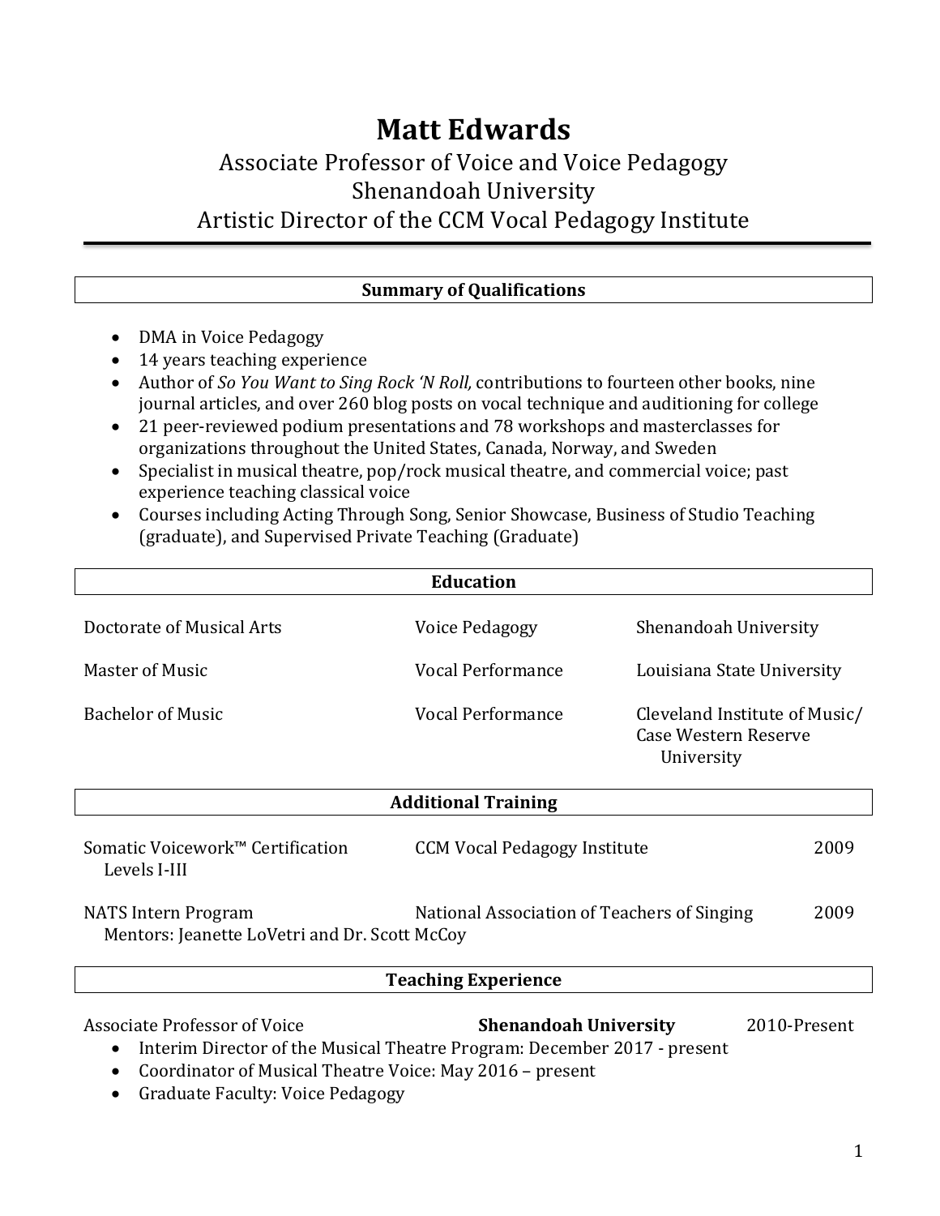# Matt Edwards

Associate Professor of Voice and Voice Pedagogy
Shenandoah University
Artistic Director of the CCM Vocal Pedagogy Institute

## Summary of Qualifications

- DMA in Voice Pedagogy
- 14 years teaching experience
- Author of *So You Want to Sing Rock 'N Roll,* contributions to fourteen other books, nine journal articles, and over 260 blog posts on vocal technique and auditioning for college
- 21 peer-reviewed podium presentations and 78 workshops and masterclasses for organizations throughout the United States, Canada, Norway, and Sweden
- Specialist in musical theatre, pop/rock musical theatre, and commercial voice; past experience teaching classical voice
- Courses including Acting Through Song, Senior Showcase, Business of Studio Teaching (graduate), and Supervised Private Teaching (Graduate)

## Education

| | | |
|---|---|---|
| Doctorate of Musical Arts | Voice Pedagogy | Shenandoah University |
| Master of Music | Vocal Performance | Louisiana State University |
| Bachelor of Music | Vocal Performance | Cleveland Institute of Music/ Case Western Reserve University |

## Additional Training

| | | |
|---|---|---|
| Somatic Voicework™ Certification Levels I-III | CCM Vocal Pedagogy Institute | 2009 |
| NATS Intern Program<br>Mentors: Jeanette LoVetri and Dr. Scott McCoy | National Association of Teachers of Singing | 2009 |

## Teaching Experience

Associate Professor of Voice — **Shenandoah University** — 2010-Present

- Interim Director of the Musical Theatre Program: December 2017 - present
- Coordinator of Musical Theatre Voice: May 2016 – present
- Graduate Faculty: Voice Pedagogy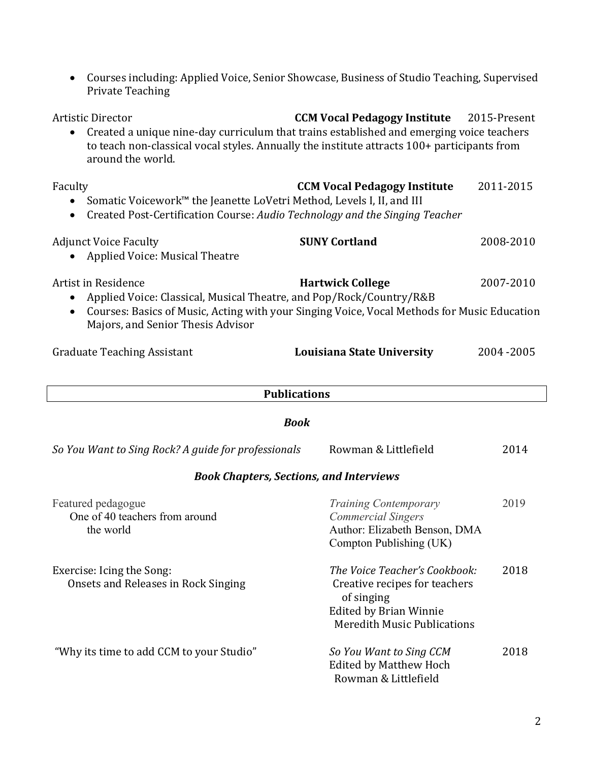- Courses including: Applied Voice, Senior Showcase, Business of Studio Teaching, Supervised Private Teaching

Artistic Director **CCM Vocal Pedagogy Institute** 2015-Present

- Created a unique nine-day curriculum that trains established and emerging voice teachers to teach non-classical vocal styles. Annually the institute attracts 100+ participants from around the world.

Faculty **CCM Vocal Pedagogy Institute** 2011-2015

- Somatic Voicework™ the Jeanette LoVetri Method, Levels I, II, and III
- Created Post-Certification Course: *Audio Technology and the Singing Teacher*

Adjunct Voice Faculty **SUNY Cortland** 2008-2010

- Applied Voice: Musical Theatre

Artist in Residence **Hartwick College** 2007-2010

- Applied Voice: Classical, Musical Theatre, and Pop/Rock/Country/R&B
- Courses: Basics of Music, Acting with your Singing Voice, Vocal Methods for Music Education Majors, and Senior Thesis Advisor

Graduate Teaching Assistant **Louisiana State University** 2004 -2005

## Publications

### *Book*

*So You Want to Sing Rock? A guide for professionals* Rowman & Littlefield 2014

### *Book Chapters, Sections, and Interviews*

Featured pedagogue
One of 40 teachers from around the world
*Training Contemporary Commercial Singers*
Author: Elizabeth Benson, DMA
Compton Publishing (UK)
2019

Exercise: Icing the Song: Onsets and Releases in Rock Singing
*The Voice Teacher's Cookbook:* Creative recipes for teachers of singing
Edited by Brian Winnie
Meredith Music Publications
2018

"Why its time to add CCM to your Studio"
*So You Want to Sing CCM*
Edited by Matthew Hoch
Rowman & Littlefield
2018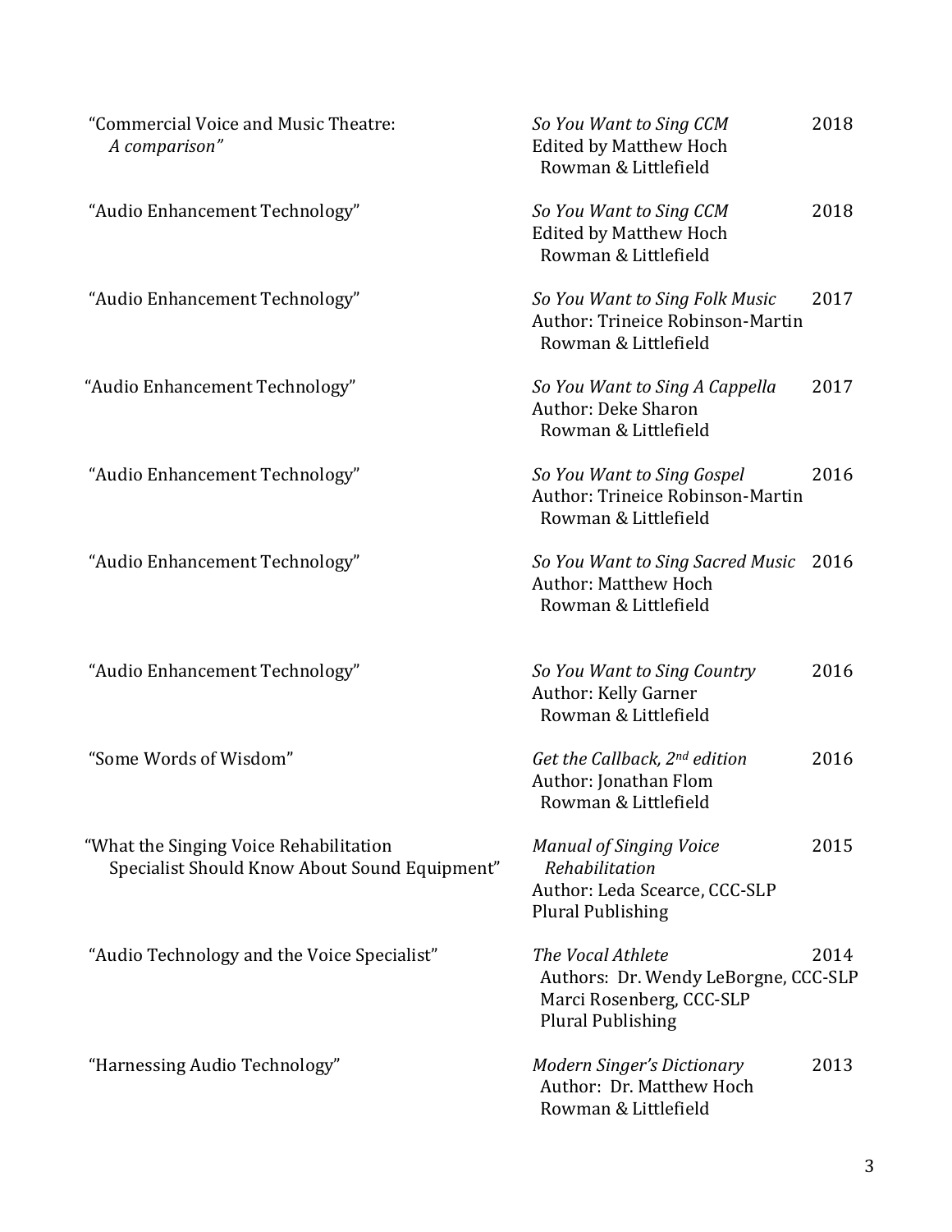| | | |
|---|---|---|
| "Commercial Voice and Music Theatre: *A comparison"* | *So You Want to Sing CCM*<br>Edited by Matthew Hoch<br>Rowman & Littlefield | 2018 |
| "Audio Enhancement Technology" | *So You Want to Sing CCM*<br>Edited by Matthew Hoch<br>Rowman & Littlefield | 2018 |
| "Audio Enhancement Technology" | *So You Want to Sing Folk Music*<br>Author: Trineice Robinson-Martin<br>Rowman & Littlefield | 2017 |
| "Audio Enhancement Technology" | *So You Want to Sing A Cappella*<br>Author: Deke Sharon<br>Rowman & Littlefield | 2017 |
| "Audio Enhancement Technology" | *So You Want to Sing Gospel*<br>Author: Trineice Robinson-Martin<br>Rowman & Littlefield | 2016 |
| "Audio Enhancement Technology" | *So You Want to Sing Sacred Music*<br>Author: Matthew Hoch<br>Rowman & Littlefield | 2016 |
| "Audio Enhancement Technology" | *So You Want to Sing Country*<br>Author: Kelly Garner<br>Rowman & Littlefield | 2016 |
| "Some Words of Wisdom" | *Get the Callback, 2nd edition*<br>Author: Jonathan Flom<br>Rowman & Littlefield | 2016 |
| "What the Singing Voice Rehabilitation Specialist Should Know About Sound Equipment" | *Manual of Singing Voice Rehabilitation*<br>Author: Leda Scearce, CCC-SLP<br>Plural Publishing | 2015 |
| "Audio Technology and the Voice Specialist" | *The Vocal Athlete*<br>Authors: Dr. Wendy LeBorgne, CCC-SLP<br>Marci Rosenberg, CCC-SLP<br>Plural Publishing | 2014 |
| "Harnessing Audio Technology" | *Modern Singer's Dictionary*<br>Author: Dr. Matthew Hoch<br>Rowman & Littlefield | 2013 |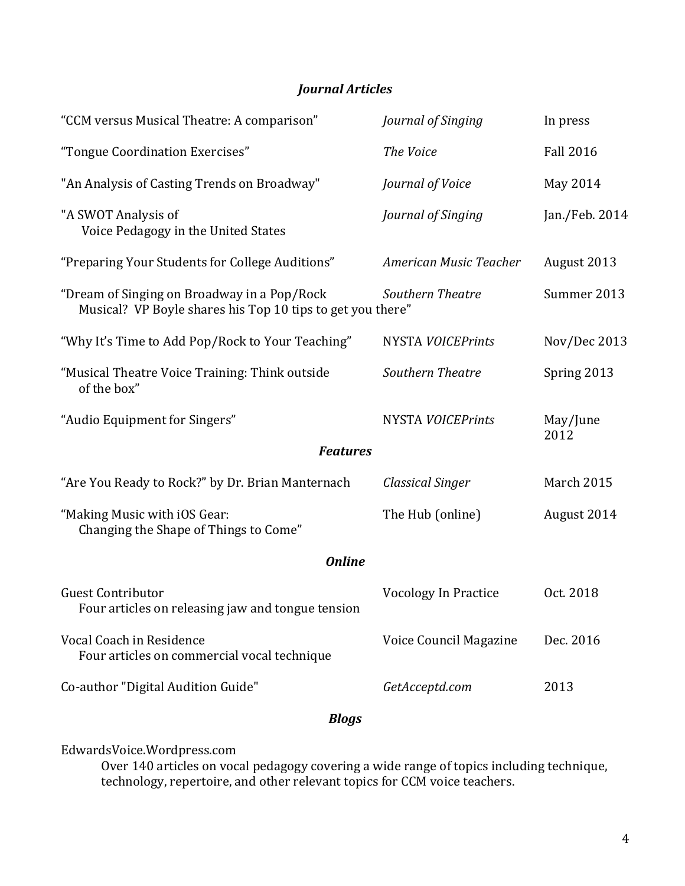### *Journal Articles*

| | | |
|---|---|---|
| "CCM versus Musical Theatre: A comparison" | *Journal of Singing* | In press |
| "Tongue Coordination Exercises" | *The Voice* | Fall 2016 |
| "An Analysis of Casting Trends on Broadway" | *Journal of Voice* | May 2014 |
| "A SWOT Analysis of Voice Pedagogy in the United States | *Journal of Singing* | Jan./Feb. 2014 |
| "Preparing Your Students for College Auditions" | *American Music Teacher* | August 2013 |
| "Dream of Singing on Broadway in a Pop/Rock Musical? VP Boyle shares his Top 10 tips to get you there" | *Southern Theatre* | Summer 2013 |
| "Why It's Time to Add Pop/Rock to Your Teaching" | NYSTA *VOICEPrints* | Nov/Dec 2013 |
| "Musical Theatre Voice Training: Think outside of the box" | *Southern Theatre* | Spring 2013 |
| "Audio Equipment for Singers" | NYSTA *VOICEPrints* | May/June 2012 |

### *Features*

| | | |
|---|---|---|
| "Are You Ready to Rock?" by Dr. Brian Manternach | *Classical Singer* | March 2015 |
| "Making Music with iOS Gear: Changing the Shape of Things to Come" | The Hub (online) | August 2014 |

### *Online*

| | | |
|---|---|---|
| Guest Contributor<br>Four articles on releasing jaw and tongue tension | Vocology In Practice | Oct. 2018 |
| Vocal Coach in Residence<br>Four articles on commercial vocal technique | Voice Council Magazine | Dec. 2016 |
| Co-author "Digital Audition Guide" | *GetAcceptd.com* | 2013 |

### *Blogs*

EdwardsVoice.Wordpress.com

Over 140 articles on vocal pedagogy covering a wide range of topics including technique, technology, repertoire, and other relevant topics for CCM voice teachers.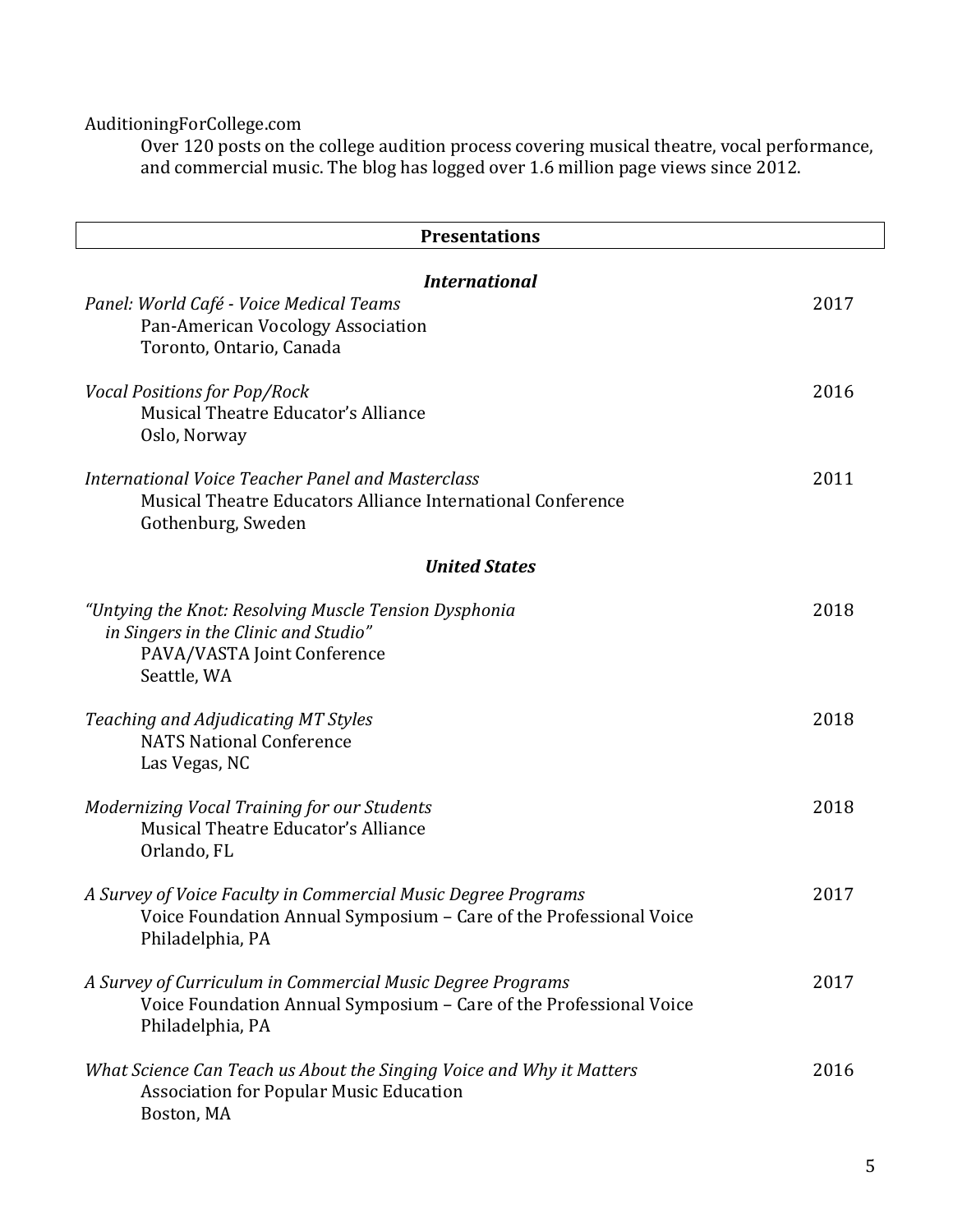AuditioningForCollege.com

Over 120 posts on the college audition process covering musical theatre, vocal performance, and commercial music. The blog has logged over 1.6 million page views since 2012.

## Presentations

### *International*

*Panel: World Café - Voice Medical Teams* — 2017
Pan-American Vocology Association
Toronto, Ontario, Canada

*Vocal Positions for Pop/Rock* — 2016
Musical Theatre Educator's Alliance
Oslo, Norway

*International Voice Teacher Panel and Masterclass* — 2011
Musical Theatre Educators Alliance International Conference
Gothenburg, Sweden

### *United States*

*"Untying the Knot: Resolving Muscle Tension Dysphonia in Singers in the Clinic and Studio"* — 2018
PAVA/VASTA Joint Conference
Seattle, WA

*Teaching and Adjudicating MT Styles* — 2018
NATS National Conference
Las Vegas, NC

*Modernizing Vocal Training for our Students* — 2018
Musical Theatre Educator's Alliance
Orlando, FL

*A Survey of Voice Faculty in Commercial Music Degree Programs* — 2017
Voice Foundation Annual Symposium – Care of the Professional Voice
Philadelphia, PA

*A Survey of Curriculum in Commercial Music Degree Programs* — 2017
Voice Foundation Annual Symposium – Care of the Professional Voice
Philadelphia, PA

*What Science Can Teach us About the Singing Voice and Why it Matters* — 2016
Association for Popular Music Education
Boston, MA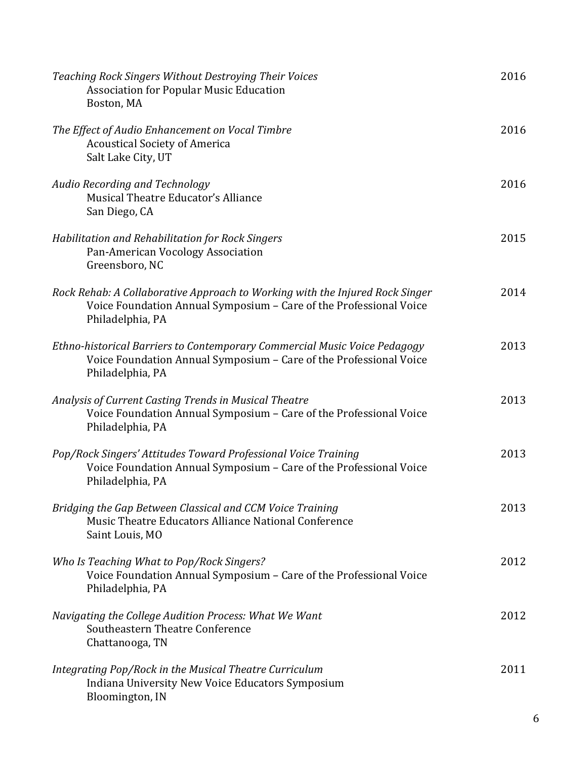*Teaching Rock Singers Without Destroying Their Voices* 2016
Association for Popular Music Education
Boston, MA

*The Effect of Audio Enhancement on Vocal Timbre* 2016
Acoustical Society of America
Salt Lake City, UT

*Audio Recording and Technology* 2016
Musical Theatre Educator's Alliance
San Diego, CA

*Habilitation and Rehabilitation for Rock Singers* 2015
Pan-American Vocology Association
Greensboro, NC

*Rock Rehab: A Collaborative Approach to Working with the Injured Rock Singer* 2014
Voice Foundation Annual Symposium – Care of the Professional Voice
Philadelphia, PA

*Ethno-historical Barriers to Contemporary Commercial Music Voice Pedagogy* 2013
Voice Foundation Annual Symposium – Care of the Professional Voice
Philadelphia, PA

*Analysis of Current Casting Trends in Musical Theatre* 2013
Voice Foundation Annual Symposium – Care of the Professional Voice
Philadelphia, PA

*Pop/Rock Singers' Attitudes Toward Professional Voice Training* 2013
Voice Foundation Annual Symposium – Care of the Professional Voice
Philadelphia, PA

*Bridging the Gap Between Classical and CCM Voice Training* 2013
Music Theatre Educators Alliance National Conference
Saint Louis, MO

*Who Is Teaching What to Pop/Rock Singers?* 2012
Voice Foundation Annual Symposium – Care of the Professional Voice
Philadelphia, PA

*Navigating the College Audition Process: What We Want* 2012
Southeastern Theatre Conference
Chattanooga, TN

*Integrating Pop/Rock in the Musical Theatre Curriculum* 2011
Indiana University New Voice Educators Symposium
Bloomington, IN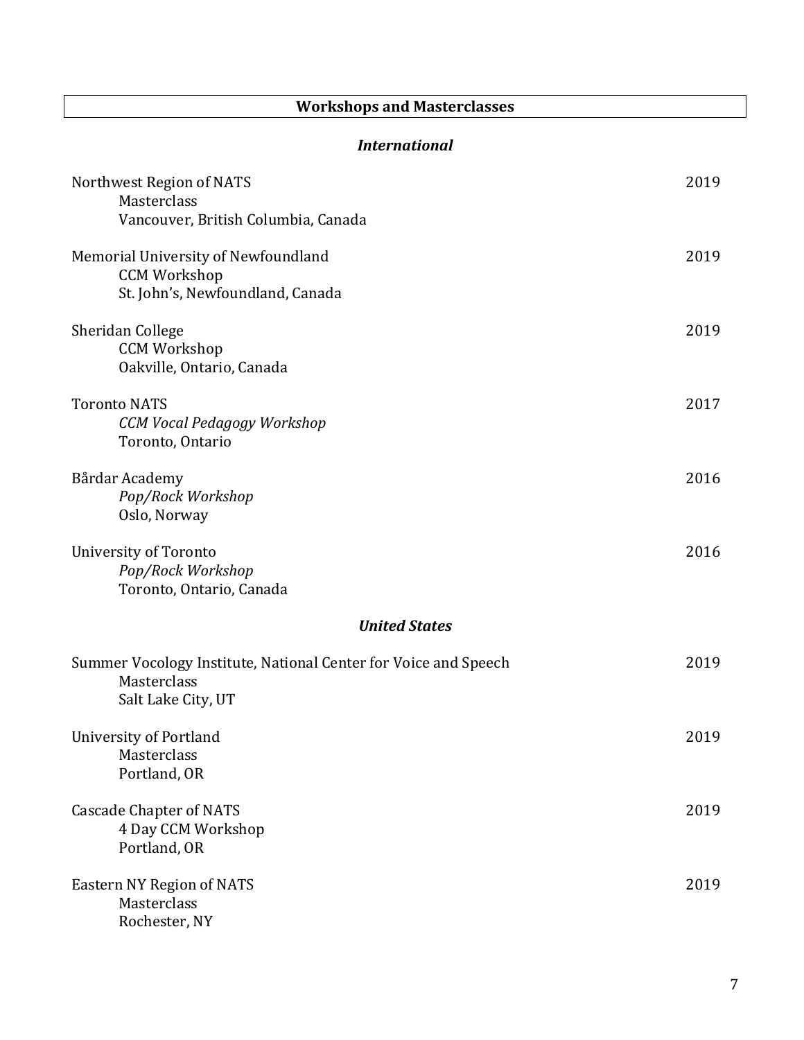## Workshops and Masterclasses

### *International*

Northwest Region of NATS — 2019
Masterclass
Vancouver, British Columbia, Canada

Memorial University of Newfoundland — 2019
CCM Workshop
St. John's, Newfoundland, Canada

Sheridan College — 2019
CCM Workshop
Oakville, Ontario, Canada

Toronto NATS — 2017
*CCM Vocal Pedagogy Workshop*
Toronto, Ontario

Bårdar Academy — 2016
*Pop/Rock Workshop*
Oslo, Norway

University of Toronto — 2016
*Pop/Rock Workshop*
Toronto, Ontario, Canada

### *United States*

Summer Vocology Institute, National Center for Voice and Speech — 2019
Masterclass
Salt Lake City, UT

University of Portland — 2019
Masterclass
Portland, OR

Cascade Chapter of NATS — 2019
4 Day CCM Workshop
Portland, OR

Eastern NY Region of NATS — 2019
Masterclass
Rochester, NY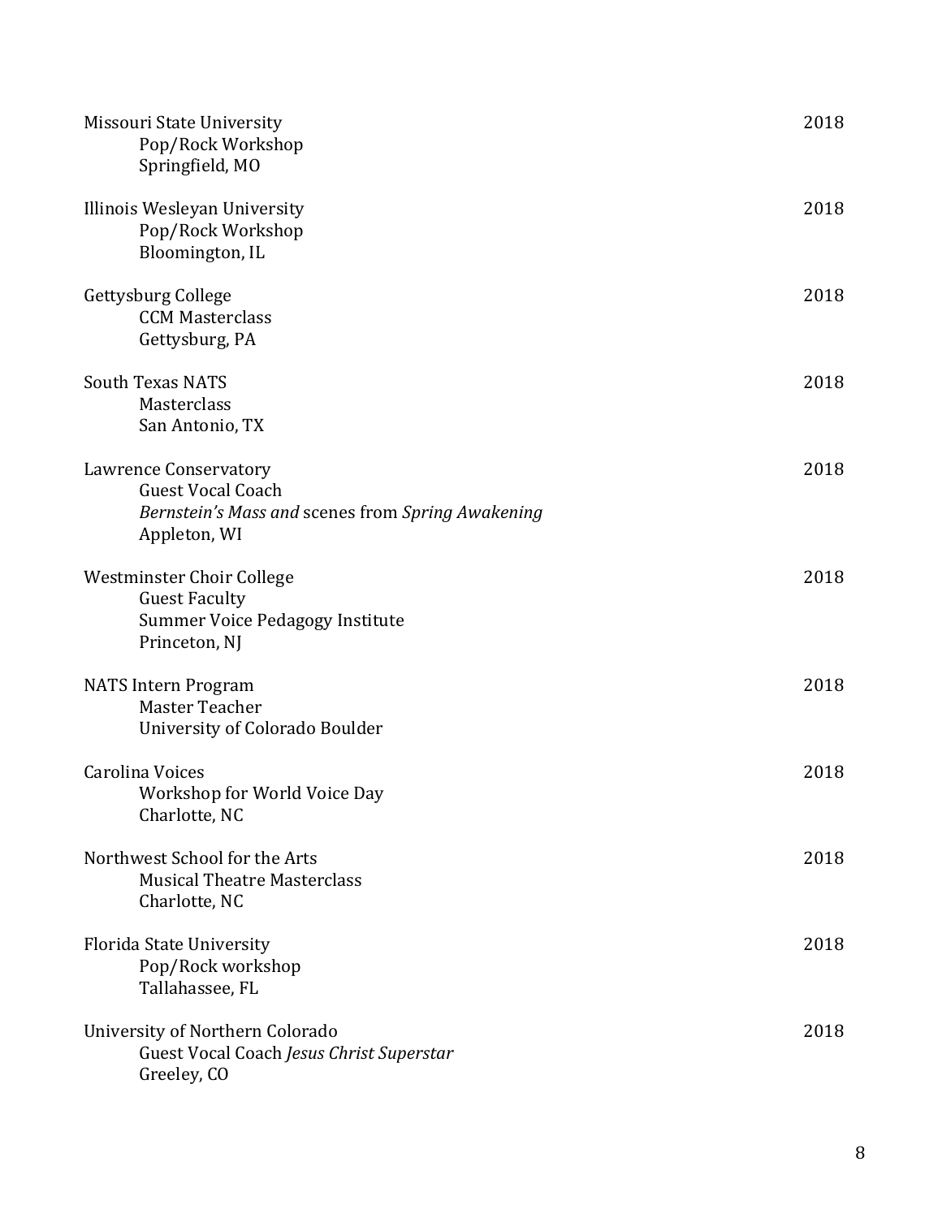Missouri State University — 2018
Pop/Rock Workshop
Springfield, MO

Illinois Wesleyan University — 2018
Pop/Rock Workshop
Bloomington, IL

Gettysburg College — 2018
CCM Masterclass
Gettysburg, PA

South Texas NATS — 2018
Masterclass
San Antonio, TX

Lawrence Conservatory — 2018
Guest Vocal Coach
*Bernstein's Mass and* scenes from *Spring Awakening*
Appleton, WI

Westminster Choir College — 2018
Guest Faculty
Summer Voice Pedagogy Institute
Princeton, NJ

NATS Intern Program — 2018
Master Teacher
University of Colorado Boulder

Carolina Voices — 2018
Workshop for World Voice Day
Charlotte, NC

Northwest School for the Arts — 2018
Musical Theatre Masterclass
Charlotte, NC

Florida State University — 2018
Pop/Rock workshop
Tallahassee, FL

University of Northern Colorado — 2018
Guest Vocal Coach *Jesus Christ Superstar*
Greeley, CO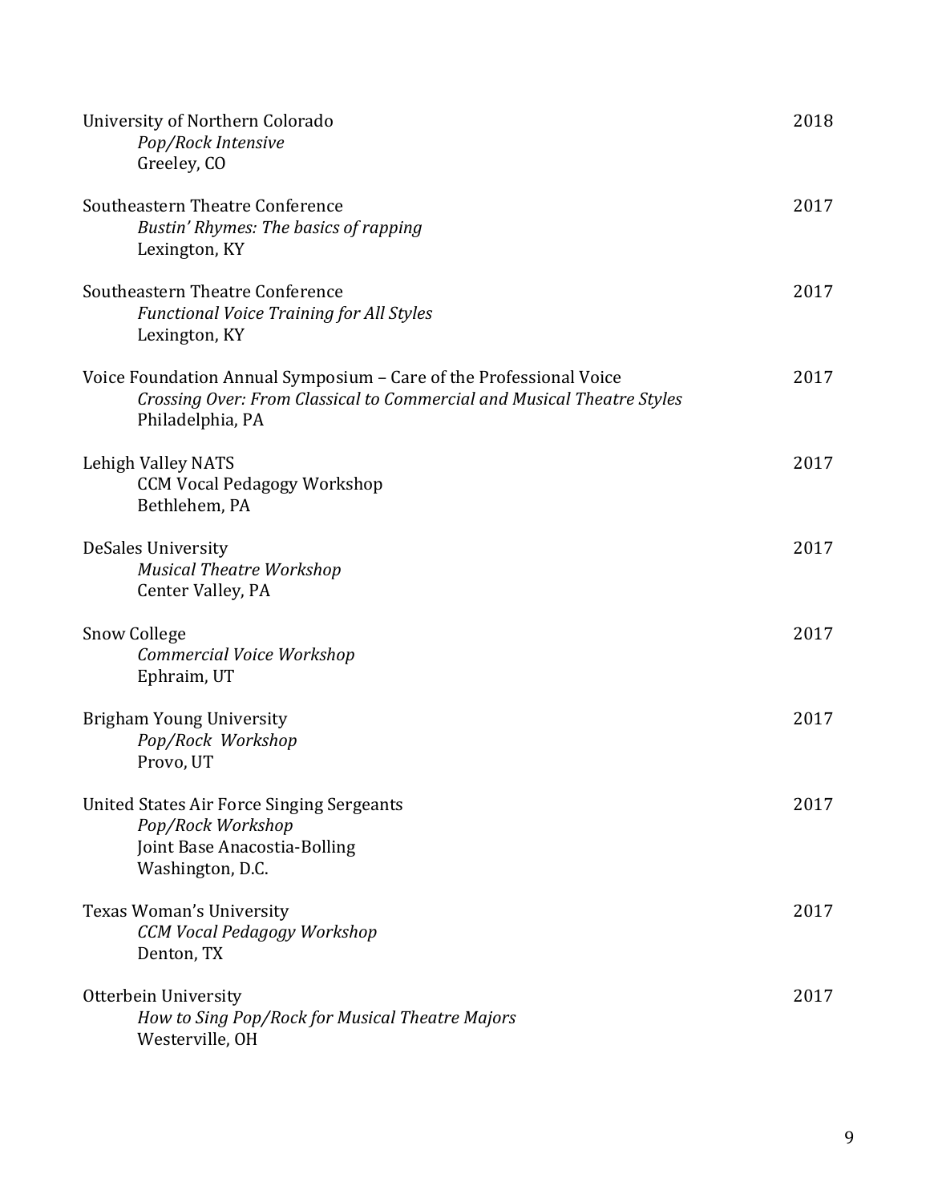University of Northern Colorado — 2018
*Pop/Rock Intensive*
Greeley, CO

Southeastern Theatre Conference — 2017
*Bustin' Rhymes: The basics of rapping*
Lexington, KY

Southeastern Theatre Conference — 2017
*Functional Voice Training for All Styles*
Lexington, KY

Voice Foundation Annual Symposium – Care of the Professional Voice — 2017
*Crossing Over: From Classical to Commercial and Musical Theatre Styles*
Philadelphia, PA

Lehigh Valley NATS — 2017
CCM Vocal Pedagogy Workshop
Bethlehem, PA

DeSales University — 2017
*Musical Theatre Workshop*
Center Valley, PA

Snow College — 2017
*Commercial Voice Workshop*
Ephraim, UT

Brigham Young University — 2017
*Pop/Rock Workshop*
Provo, UT

United States Air Force Singing Sergeants — 2017
*Pop/Rock Workshop*
Joint Base Anacostia-Bolling
Washington, D.C.

Texas Woman's University — 2017
*CCM Vocal Pedagogy Workshop*
Denton, TX

Otterbein University — 2017
*How to Sing Pop/Rock for Musical Theatre Majors*
Westerville, OH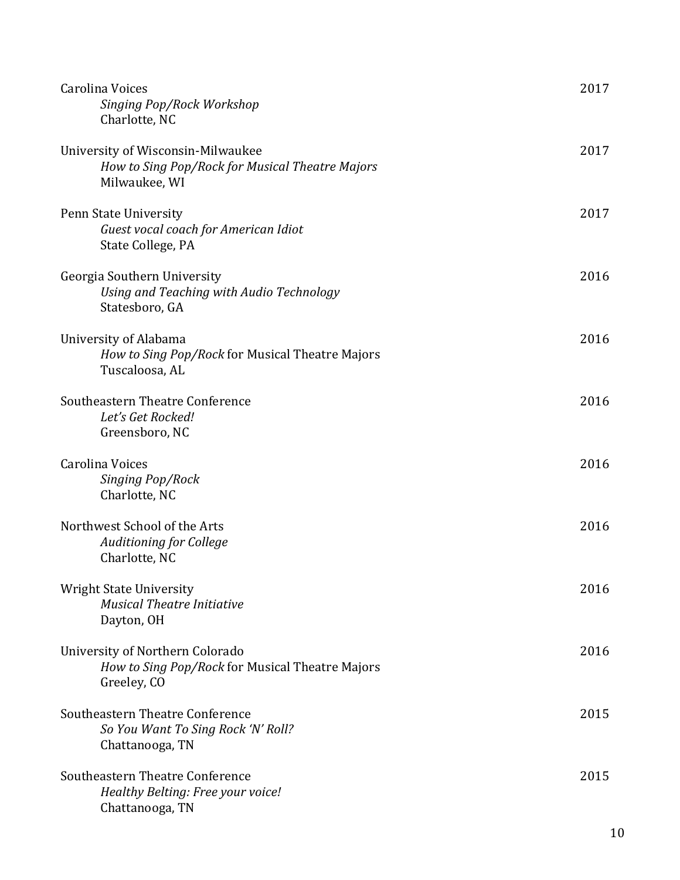Carolina Voices 2017
*Singing Pop/Rock Workshop*
Charlotte, NC

University of Wisconsin-Milwaukee 2017
*How to Sing Pop/Rock for Musical Theatre Majors*
Milwaukee, WI

Penn State University 2017
*Guest vocal coach for American Idiot*
State College, PA

Georgia Southern University 2016
*Using and Teaching with Audio Technology*
Statesboro, GA

University of Alabama 2016
*How to Sing Pop/Rock* for Musical Theatre Majors
Tuscaloosa, AL

Southeastern Theatre Conference 2016
*Let's Get Rocked!*
Greensboro, NC

Carolina Voices 2016
*Singing Pop/Rock*
Charlotte, NC

Northwest School of the Arts 2016
*Auditioning for College*
Charlotte, NC

Wright State University 2016
*Musical Theatre Initiative*
Dayton, OH

University of Northern Colorado 2016
*How to Sing Pop/Rock* for Musical Theatre Majors
Greeley, CO

Southeastern Theatre Conference 2015
*So You Want To Sing Rock 'N' Roll?*
Chattanooga, TN

Southeastern Theatre Conference 2015
*Healthy Belting: Free your voice!*
Chattanooga, TN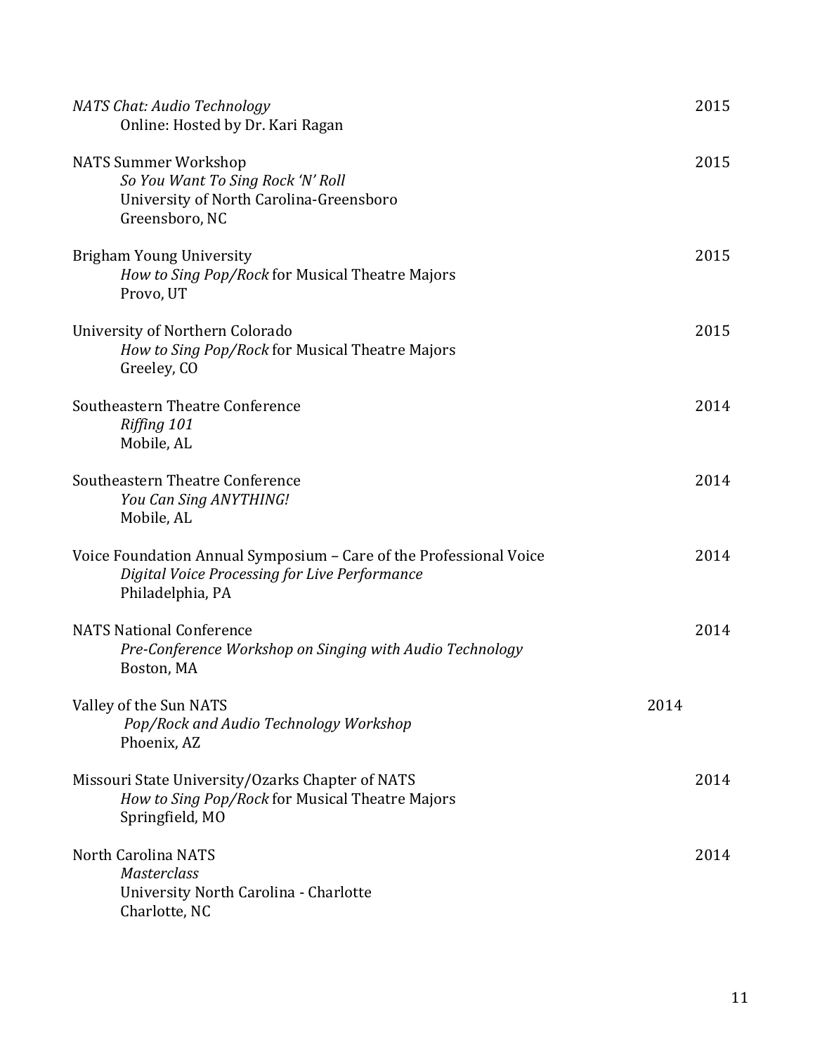*NATS Chat: Audio Technology* 2015
Online: Hosted by Dr. Kari Ragan

NATS Summer Workshop 2015
*So You Want To Sing Rock 'N' Roll*
University of North Carolina-Greensboro
Greensboro, NC

Brigham Young University 2015
*How to Sing Pop/Rock* for Musical Theatre Majors
Provo, UT

University of Northern Colorado 2015
*How to Sing Pop/Rock* for Musical Theatre Majors
Greeley, CO

Southeastern Theatre Conference 2014
*Riffing 101*
Mobile, AL

Southeastern Theatre Conference 2014
*You Can Sing ANYTHING!*
Mobile, AL

Voice Foundation Annual Symposium – Care of the Professional Voice 2014
*Digital Voice Processing for Live Performance*
Philadelphia, PA

NATS National Conference 2014
*Pre-Conference Workshop on Singing with Audio Technology*
Boston, MA

Valley of the Sun NATS 2014
*Pop/Rock and Audio Technology Workshop*
Phoenix, AZ

Missouri State University/Ozarks Chapter of NATS 2014
*How to Sing Pop/Rock* for Musical Theatre Majors
Springfield, MO

North Carolina NATS 2014
*Masterclass*
University North Carolina - Charlotte
Charlotte, NC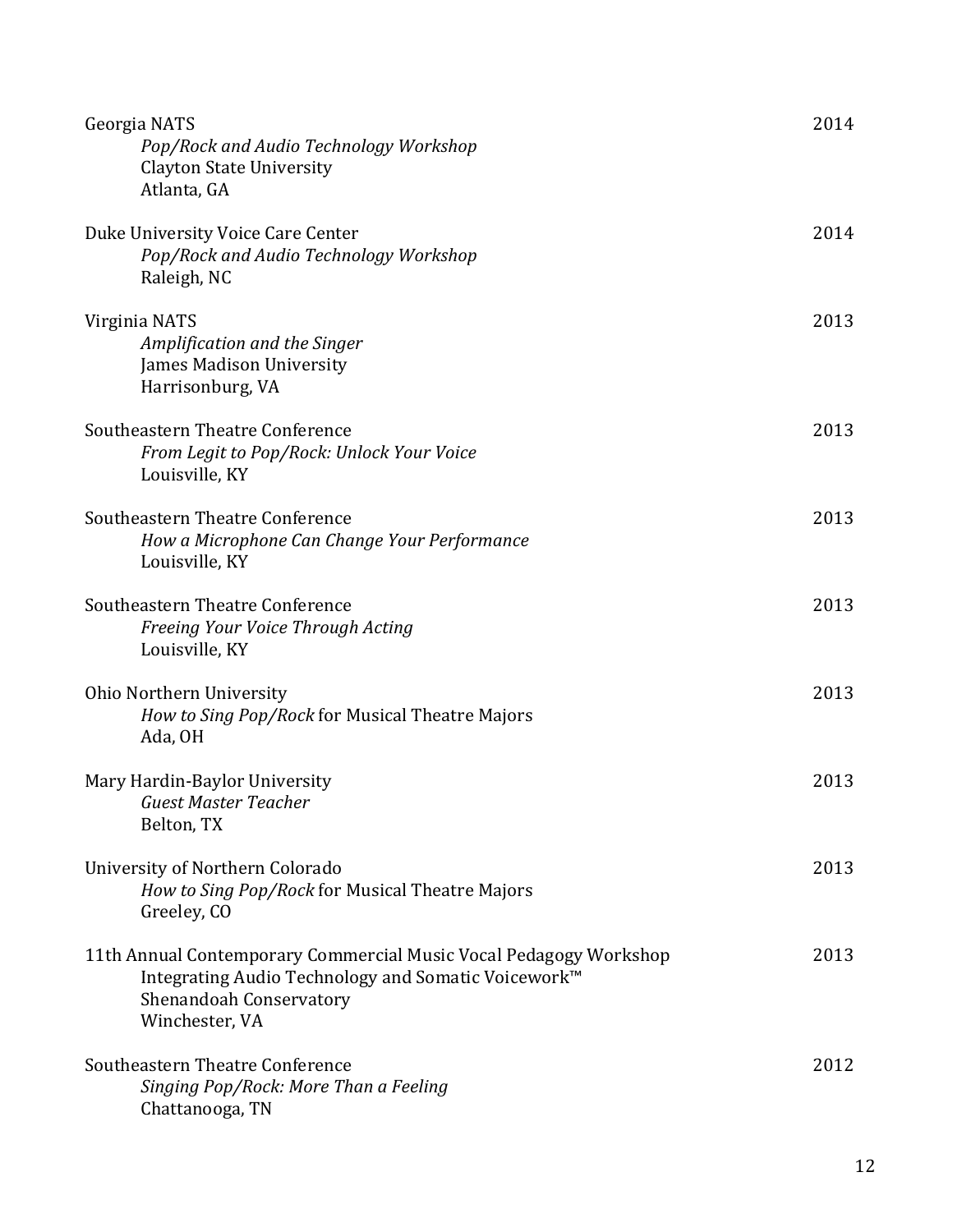Georgia NATS — 2014
*Pop/Rock and Audio Technology Workshop*
Clayton State University
Atlanta, GA

Duke University Voice Care Center — 2014
*Pop/Rock and Audio Technology Workshop*
Raleigh, NC

Virginia NATS — 2013
*Amplification and the Singer*
James Madison University
Harrisonburg, VA

Southeastern Theatre Conference — 2013
*From Legit to Pop/Rock: Unlock Your Voice*
Louisville, KY

Southeastern Theatre Conference — 2013
*How a Microphone Can Change Your Performance*
Louisville, KY

Southeastern Theatre Conference — 2013
*Freeing Your Voice Through Acting*
Louisville, KY

Ohio Northern University — 2013
*How to Sing Pop/Rock* for Musical Theatre Majors
Ada, OH

Mary Hardin-Baylor University — 2013
*Guest Master Teacher*
Belton, TX

University of Northern Colorado — 2013
*How to Sing Pop/Rock* for Musical Theatre Majors
Greeley, CO

11th Annual Contemporary Commercial Music Vocal Pedagogy Workshop — 2013
Integrating Audio Technology and Somatic Voicework™
Shenandoah Conservatory
Winchester, VA

Southeastern Theatre Conference — 2012
*Singing Pop/Rock: More Than a Feeling*
Chattanooga, TN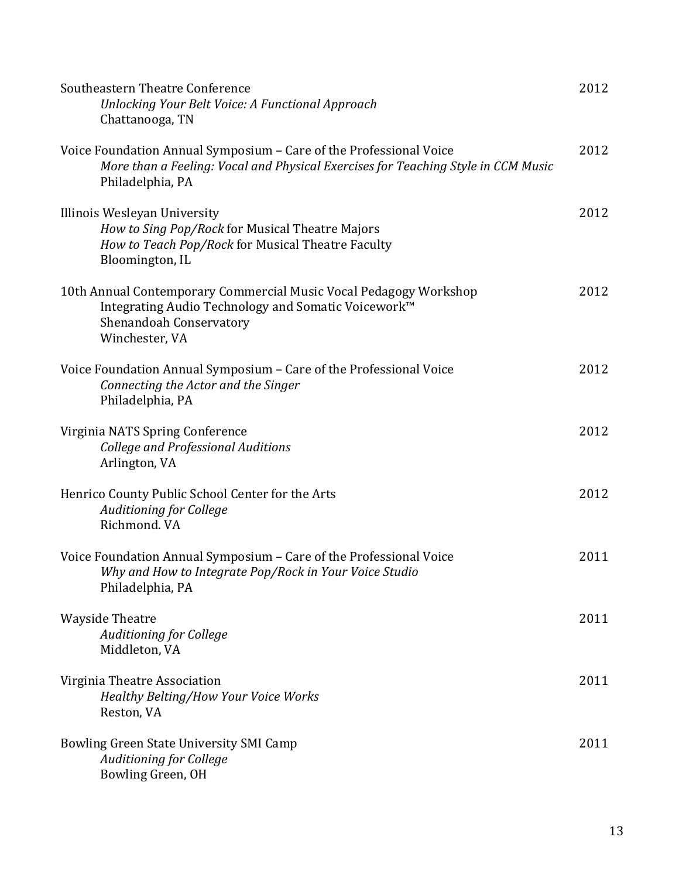Southeastern Theatre Conference — 2012
*Unlocking Your Belt Voice: A Functional Approach*
Chattanooga, TN

Voice Foundation Annual Symposium – Care of the Professional Voice — 2012
*More than a Feeling: Vocal and Physical Exercises for Teaching Style in CCM Music*
Philadelphia, PA

Illinois Wesleyan University — 2012
*How to Sing Pop/Rock* for Musical Theatre Majors
*How to Teach Pop/Rock* for Musical Theatre Faculty
Bloomington, IL

10th Annual Contemporary Commercial Music Vocal Pedagogy Workshop — 2012
Integrating Audio Technology and Somatic Voicework™
Shenandoah Conservatory
Winchester, VA

Voice Foundation Annual Symposium – Care of the Professional Voice — 2012
*Connecting the Actor and the Singer*
Philadelphia, PA

Virginia NATS Spring Conference — 2012
*College and Professional Auditions*
Arlington, VA

Henrico County Public School Center for the Arts — 2012
*Auditioning for College*
Richmond. VA

Voice Foundation Annual Symposium – Care of the Professional Voice — 2011
*Why and How to Integrate Pop/Rock in Your Voice Studio*
Philadelphia, PA

Wayside Theatre — 2011
*Auditioning for College*
Middleton, VA

Virginia Theatre Association — 2011
*Healthy Belting/How Your Voice Works*
Reston, VA

Bowling Green State University SMI Camp — 2011
*Auditioning for College*
Bowling Green, OH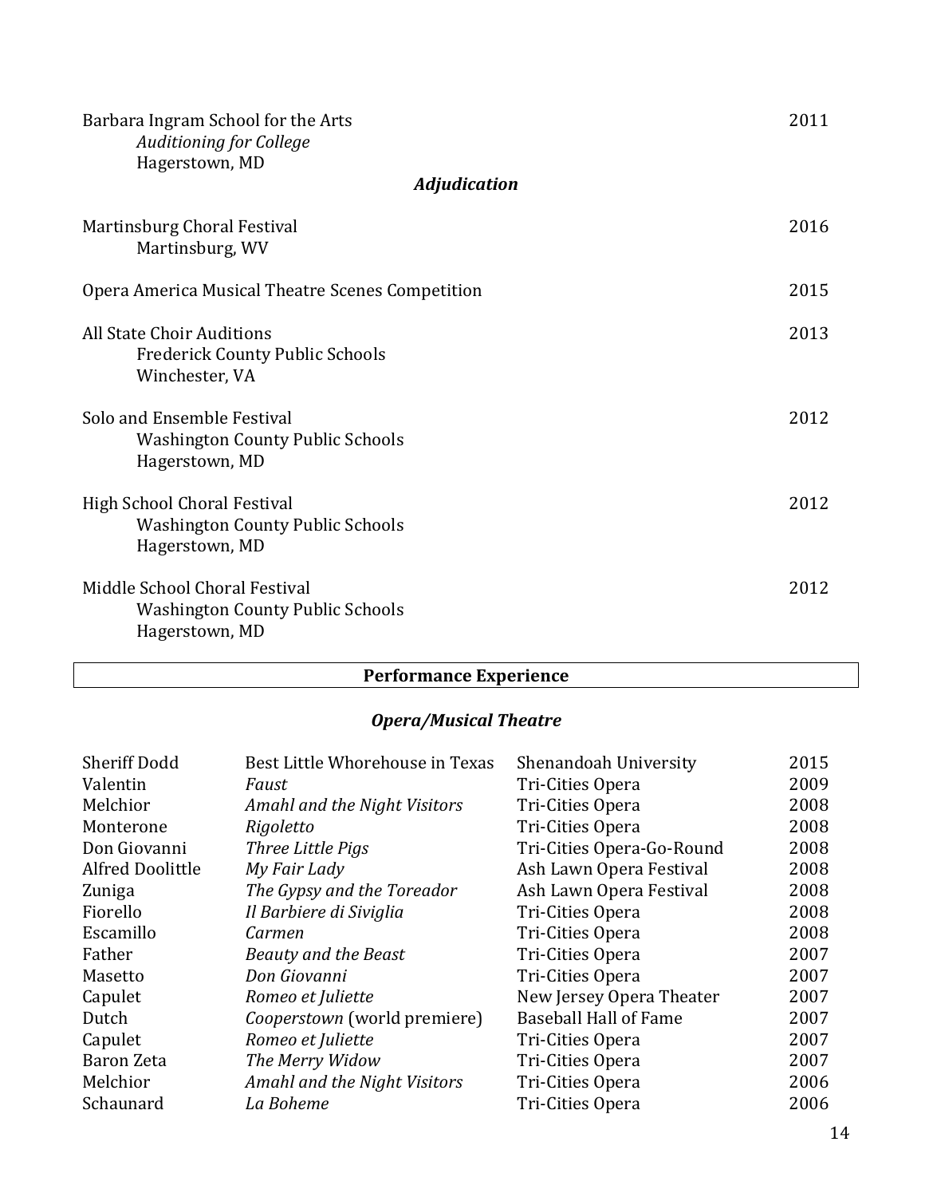Barbara Ingram School for the Arts 2011
*Auditioning for College*
Hagerstown, MD

### *Adjudication*

Martinsburg Choral Festival 2016
Martinsburg, WV

Opera America Musical Theatre Scenes Competition 2015

All State Choir Auditions 2013
Frederick County Public Schools
Winchester, VA

Solo and Ensemble Festival 2012
Washington County Public Schools
Hagerstown, MD

High School Choral Festival 2012
Washington County Public Schools
Hagerstown, MD

Middle School Choral Festival 2012
Washington County Public Schools
Hagerstown, MD

## Performance Experience

### *Opera/Musical Theatre*

| | | | |
|---|---|---|---|
| Sheriff Dodd | Best Little Whorehouse in Texas | Shenandoah University | 2015 |
| Valentin | *Faust* | Tri-Cities Opera | 2009 |
| Melchior | *Amahl and the Night Visitors* | Tri-Cities Opera | 2008 |
| Monterone | *Rigoletto* | Tri-Cities Opera | 2008 |
| Don Giovanni | *Three Little Pigs* | Tri-Cities Opera-Go-Round | 2008 |
| Alfred Doolittle | *My Fair Lady* | Ash Lawn Opera Festival | 2008 |
| Zuniga | *The Gypsy and the Toreador* | Ash Lawn Opera Festival | 2008 |
| Fiorello | *Il Barbiere di Siviglia* | Tri-Cities Opera | 2008 |
| Escamillo | *Carmen* | Tri-Cities Opera | 2008 |
| Father | *Beauty and the Beast* | Tri-Cities Opera | 2007 |
| Masetto | *Don Giovanni* | Tri-Cities Opera | 2007 |
| Capulet | *Romeo et Juliette* | New Jersey Opera Theater | 2007 |
| Dutch | *Cooperstown* (world premiere) | Baseball Hall of Fame | 2007 |
| Capulet | *Romeo et Juliette* | Tri-Cities Opera | 2007 |
| Baron Zeta | *The Merry Widow* | Tri-Cities Opera | 2007 |
| Melchior | *Amahl and the Night Visitors* | Tri-Cities Opera | 2006 |
| Schaunard | *La Boheme* | Tri-Cities Opera | 2006 |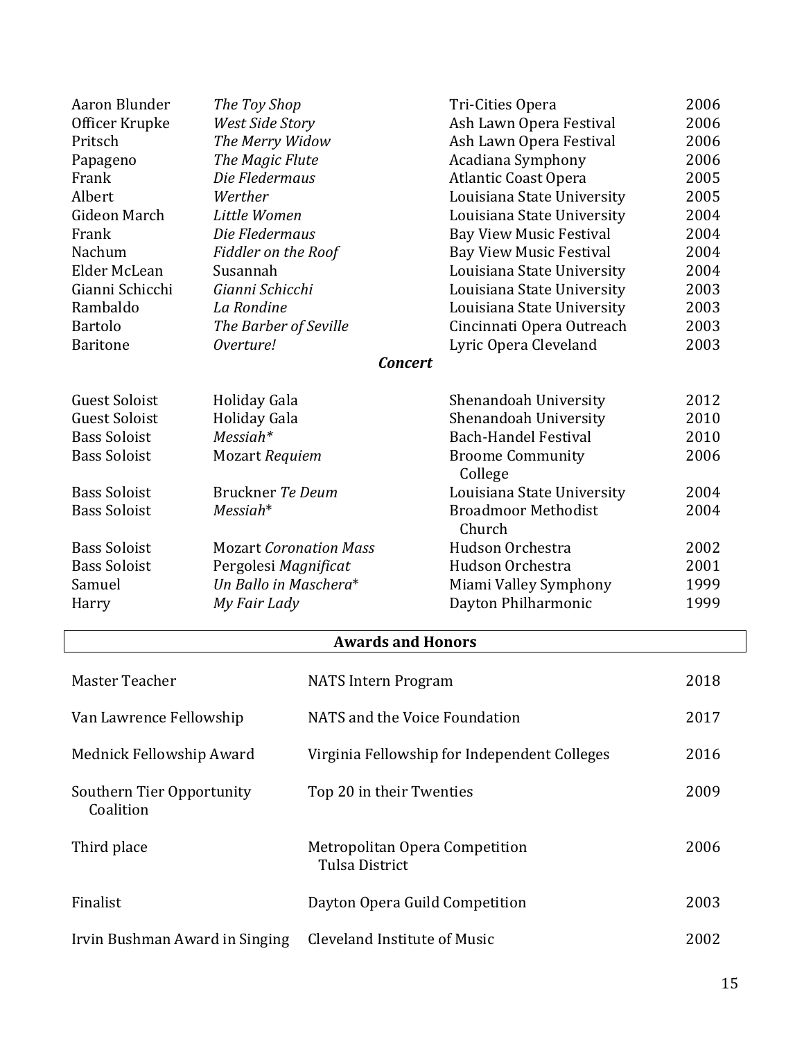| | | | |
|---|---|---|---|
| Aaron Blunder | *The Toy Shop* | Tri-Cities Opera | 2006 |
| Officer Krupke | *West Side Story* | Ash Lawn Opera Festival | 2006 |
| Pritsch | *The Merry Widow* | Ash Lawn Opera Festival | 2006 |
| Papageno | *The Magic Flute* | Acadiana Symphony | 2006 |
| Frank | *Die Fledermaus* | Atlantic Coast Opera | 2005 |
| Albert | *Werther* | Louisiana State University | 2005 |
| Gideon March | *Little Women* | Louisiana State University | 2004 |
| Frank | *Die Fledermaus* | Bay View Music Festival | 2004 |
| Nachum | *Fiddler on the Roof* | Bay View Music Festival | 2004 |
| Elder McLean | Susannah | Louisiana State University | 2004 |
| Gianni Schicchi | *Gianni Schicchi* | Louisiana State University | 2003 |
| Rambaldo | *La Rondine* | Louisiana State University | 2003 |
| Bartolo | *The Barber of Seville* | Cincinnati Opera Outreach | 2003 |
| Baritone | *Overture!* | Lyric Opera Cleveland | 2003 |

***Concert***

| | | | |
|---|---|---|---|
| Guest Soloist | Holiday Gala | Shenandoah University | 2012 |
| Guest Soloist | Holiday Gala | Shenandoah University | 2010 |
| Bass Soloist | *Messiah** | Bach-Handel Festival | 2010 |
| Bass Soloist | Mozart *Requiem* | Broome Community College | 2006 |
| Bass Soloist | Bruckner *Te Deum* | Louisiana State University | 2004 |
| Bass Soloist | *Messiah** | Broadmoor Methodist Church | 2004 |
| Bass Soloist | Mozart *Coronation Mass* | Hudson Orchestra | 2002 |
| Bass Soloist | Pergolesi *Magnificat* | Hudson Orchestra | 2001 |
| Samuel | *Un Ballo in Maschera** | Miami Valley Symphony | 1999 |
| Harry | *My Fair Lady* | Dayton Philharmonic | 1999 |

## Awards and Honors

| | | |
|---|---|---|
| Master Teacher | NATS Intern Program | 2018 |
| Van Lawrence Fellowship | NATS and the Voice Foundation | 2017 |
| Mednick Fellowship Award | Virginia Fellowship for Independent Colleges | 2016 |
| Southern Tier Opportunity Coalition | Top 20 in their Twenties | 2009 |
| Third place | Metropolitan Opera Competition Tulsa District | 2006 |
| Finalist | Dayton Opera Guild Competition | 2003 |
| Irvin Bushman Award in Singing | Cleveland Institute of Music | 2002 |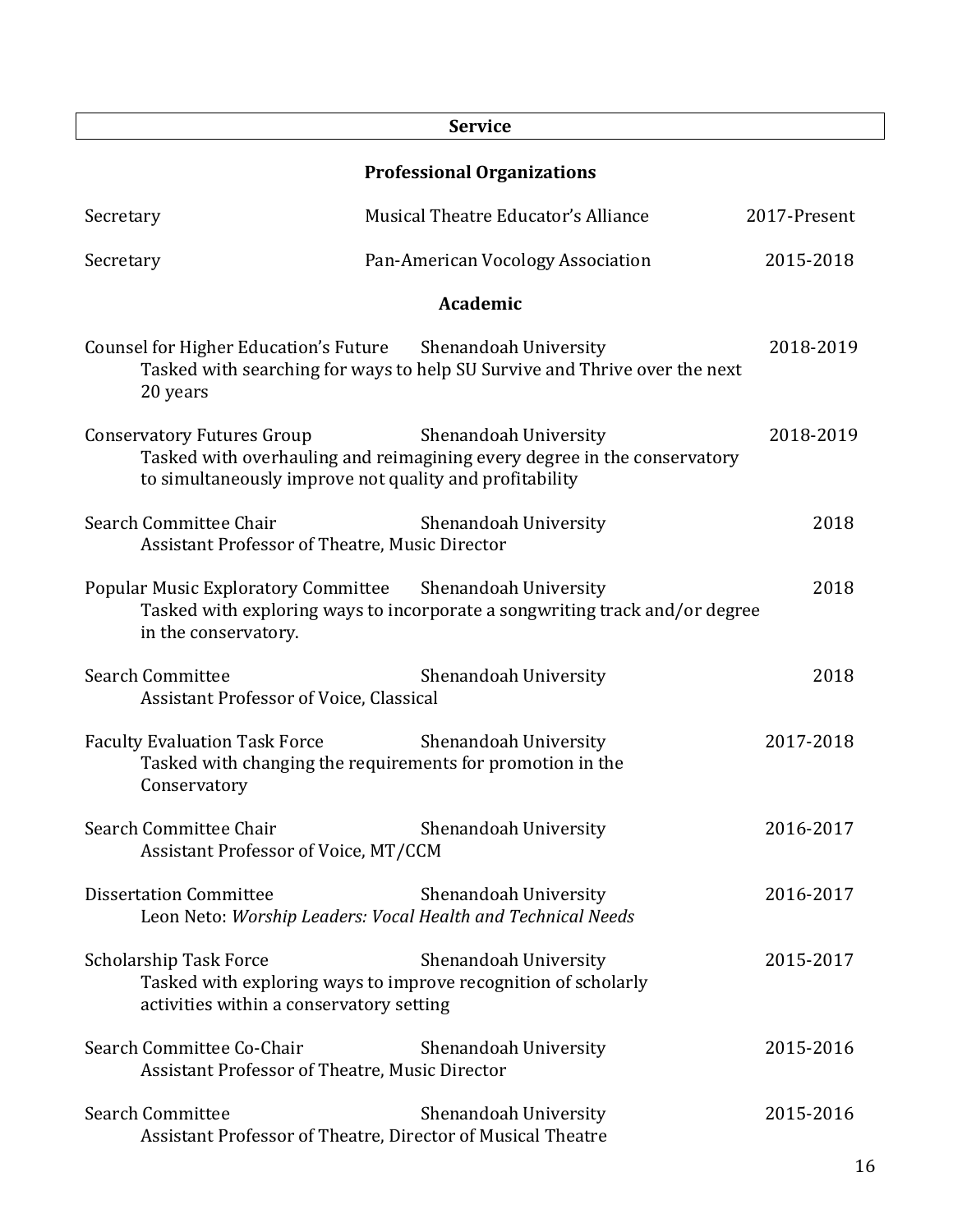## Service

### Professional Organizations

| | | |
|---|---|---|
| Secretary | Musical Theatre Educator's Alliance | 2017-Present |
| Secretary | Pan-American Vocology Association | 2015-2018 |

### Academic

**Counsel for Higher Education's Future** — Shenandoah University — 2018-2019
Tasked with searching for ways to help SU Survive and Thrive over the next 20 years

**Conservatory Futures Group** — Shenandoah University — 2018-2019
Tasked with overhauling and reimagining every degree in the conservatory to simultaneously improve not quality and profitability

**Search Committee Chair** — Shenandoah University — 2018
Assistant Professor of Theatre, Music Director

**Popular Music Exploratory Committee** — Shenandoah University — 2018
Tasked with exploring ways to incorporate a songwriting track and/or degree in the conservatory.

**Search Committee** — Shenandoah University — 2018
Assistant Professor of Voice, Classical

**Faculty Evaluation Task Force** — Shenandoah University — 2017-2018
Tasked with changing the requirements for promotion in the Conservatory

**Search Committee Chair** — Shenandoah University — 2016-2017
Assistant Professor of Voice, MT/CCM

**Dissertation Committee** — Shenandoah University — 2016-2017
Leon Neto: *Worship Leaders: Vocal Health and Technical Needs*

**Scholarship Task Force** — Shenandoah University — 2015-2017
Tasked with exploring ways to improve recognition of scholarly activities within a conservatory setting

**Search Committee Co-Chair** — Shenandoah University — 2015-2016
Assistant Professor of Theatre, Music Director

**Search Committee** — Shenandoah University — 2015-2016
Assistant Professor of Theatre, Director of Musical Theatre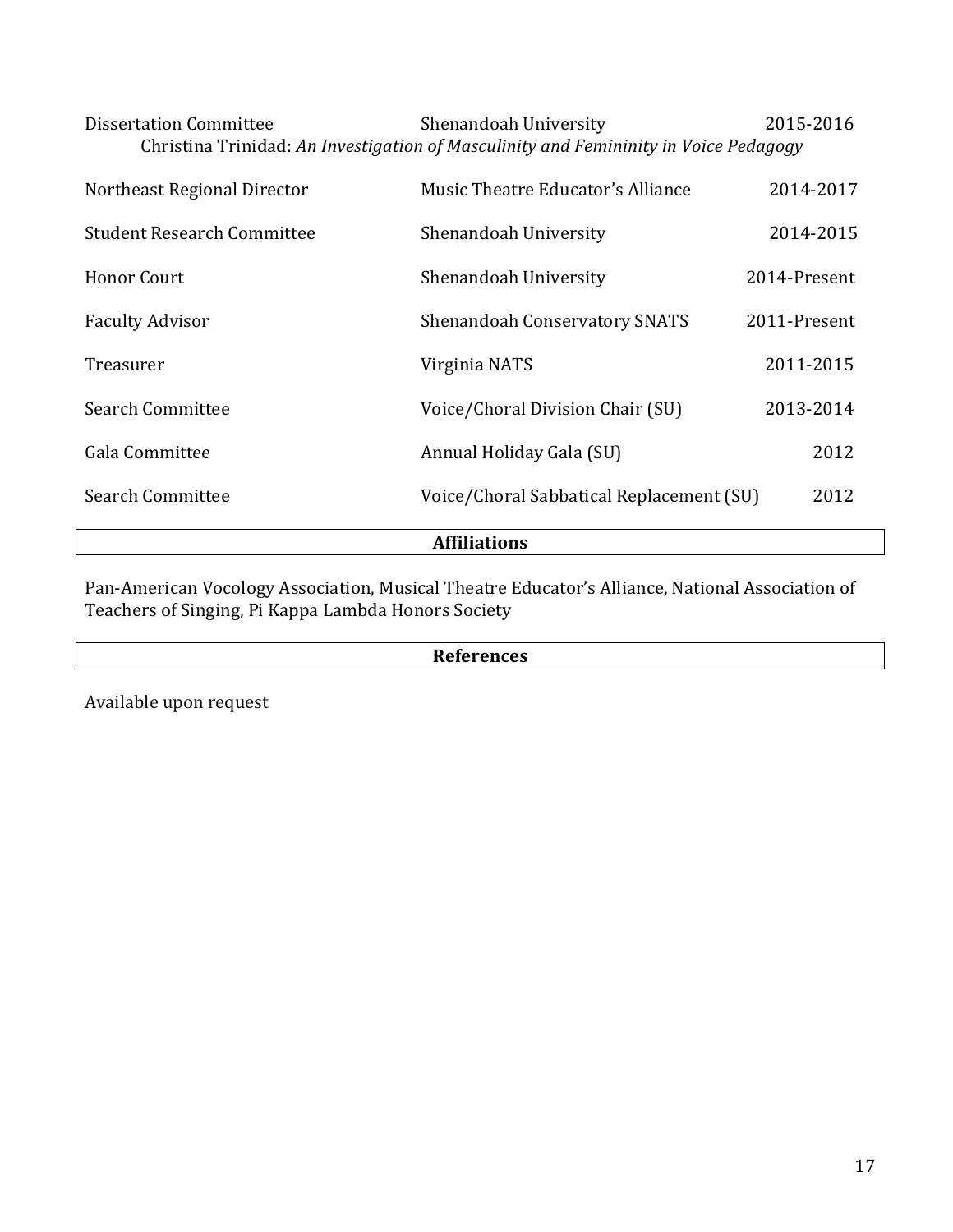| | | |
|---|---|---|
| Dissertation Committee | Shenandoah University | 2015-2016 |
| Christina Trinidad: *An Investigation of Masculinity and Femininity in Voice Pedagogy* | | |
| Northeast Regional Director | Music Theatre Educator's Alliance | 2014-2017 |
| Student Research Committee | Shenandoah University | 2014-2015 |
| Honor Court | Shenandoah University | 2014-Present |
| Faculty Advisor | Shenandoah Conservatory SNATS | 2011-Present |
| Treasurer | Virginia NATS | 2011-2015 |
| Search Committee | Voice/Choral Division Chair (SU) | 2013-2014 |
| Gala Committee | Annual Holiday Gala (SU) | 2012 |
| Search Committee | Voice/Choral Sabbatical Replacement (SU) | 2012 |

## Affiliations

Pan-American Vocology Association, Musical Theatre Educator's Alliance, National Association of Teachers of Singing, Pi Kappa Lambda Honors Society

## References

Available upon request